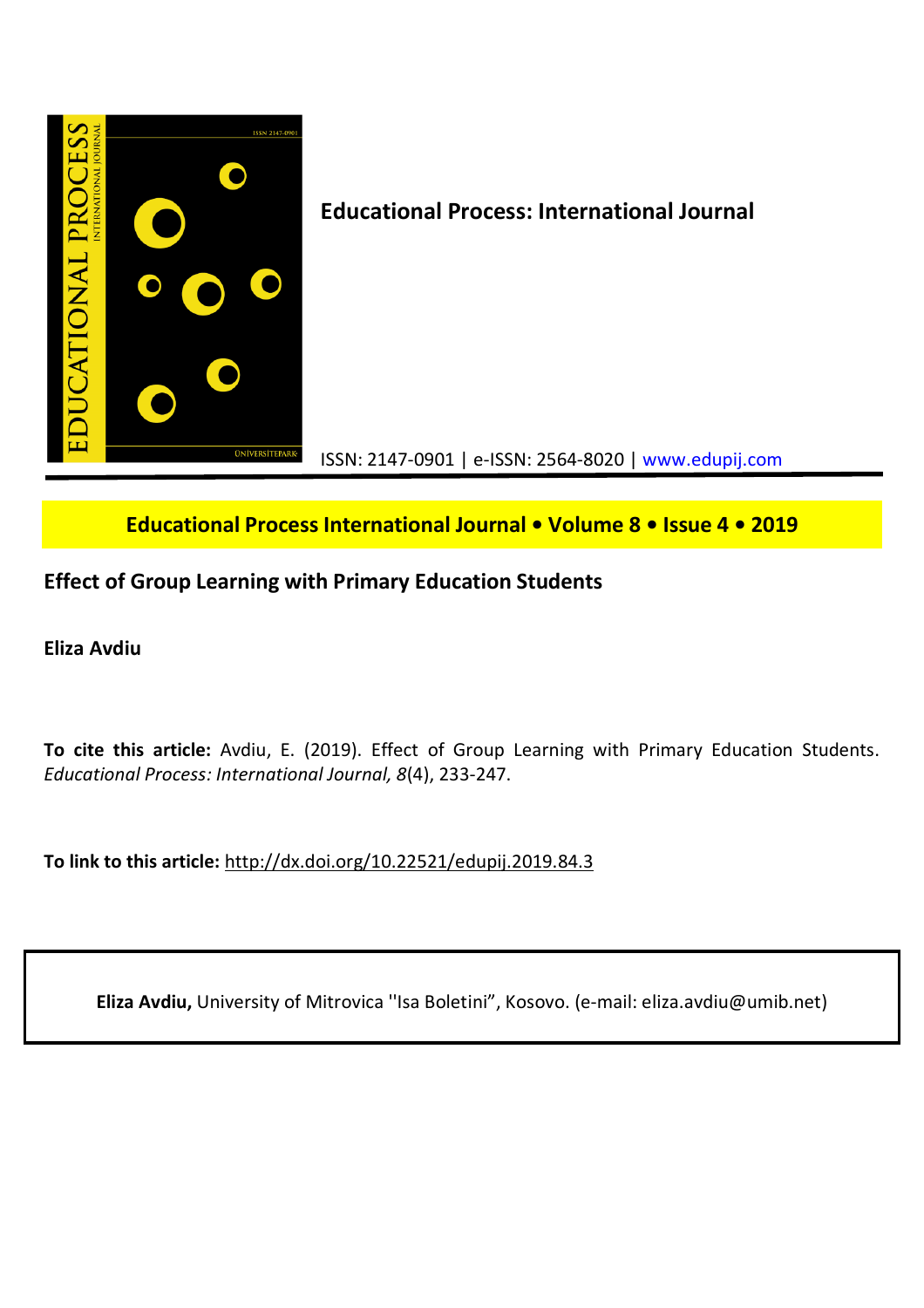**Educational Process: International Journal**

ISSN: 2147-0901 | e-ISSN: 2564-8020 | www.edupij.com

**Educational Process International Journal • Volume 8 • Issue 4 • 2019**

# Effect of Group Learning with Primary Education Students

**Eliza Avdiu**

**To cite this article:** Avdiu, E. (2019). Effect of Group Learning with Primary Education Students. *Educational Process: International Journal, 8*(4), 233-247.

**To link to this article:** http://dx.doi.org/10.22521/edupij.2019.84.3

**Eliza Avdiu,** University of Mitrovica ''Isa Boletini", Kosovo. (e-mail: eliza.avdiu@umib.net)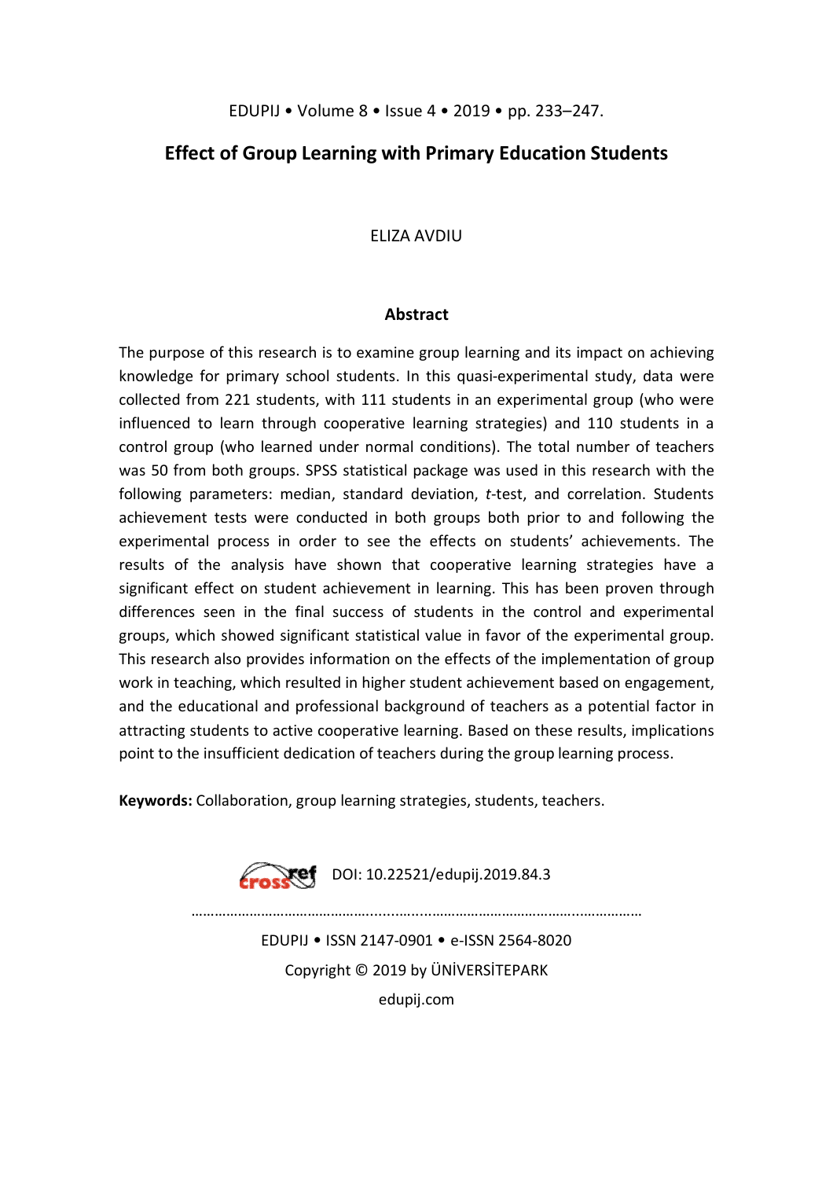# Effect of Group Learning with Primary Education Students

ELIZA AVDIU

## Abstract

The purpose of this research is to examine group learning and its impact on achieving knowledge for primary school students. In this quasi-experimental study, data were collected from 221 students, with 111 students in an experimental group (who were influenced to learn through cooperative learning strategies) and 110 students in a control group (who learned under normal conditions). The total number of teachers was 50 from both groups. SPSS statistical package was used in this research with the following parameters: median, standard deviation, *t*-test, and correlation. Students achievement tests were conducted in both groups both prior to and following the experimental process in order to see the effects on students' achievements. The results of the analysis have shown that cooperative learning strategies have a significant effect on student achievement in learning. This has been proven through differences seen in the final success of students in the control and experimental groups, which showed significant statistical value in favor of the experimental group. This research also provides information on the effects of the implementation of group work in teaching, which resulted in higher student achievement based on engagement, and the educational and professional background of teachers as a potential factor in attracting students to active cooperative learning. Based on these results, implications point to the insufficient dedication of teachers during the group learning process.

**Keywords:** Collaboration, group learning strategies, students, teachers.

DOI: 10.22521/edupij.2019.84.3

EDUPIJ • ISSN 2147-0901 • e-ISSN 2564-8020

Copyright © 2019 by ÜNİVERSİTEPARK

edupij.com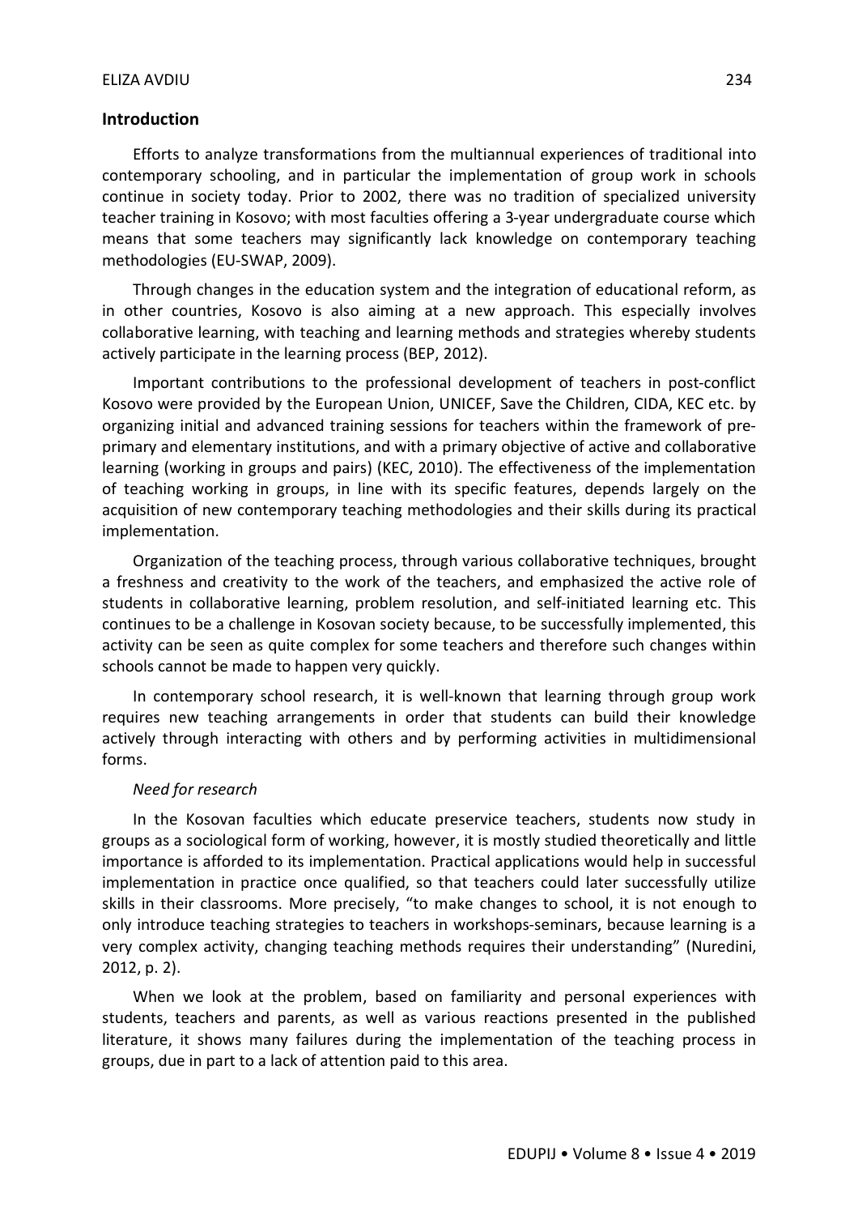## Introduction

Efforts to analyze transformations from the multiannual experiences of traditional into contemporary schooling, and in particular the implementation of group work in schools continue in society today. Prior to 2002, there was no tradition of specialized university teacher training in Kosovo; with most faculties offering a 3-year undergraduate course which means that some teachers may significantly lack knowledge on contemporary teaching methodologies (EU-SWAP, 2009).

Through changes in the education system and the integration of educational reform, as in other countries, Kosovo is also aiming at a new approach. This especially involves collaborative learning, with teaching and learning methods and strategies whereby students actively participate in the learning process (BEP, 2012).

Important contributions to the professional development of teachers in post-conflict Kosovo were provided by the European Union, UNICEF, Save the Children, CIDA, KEC etc. by organizing initial and advanced training sessions for teachers within the framework of pre-primary and elementary institutions, and with a primary objective of active and collaborative learning (working in groups and pairs) (KEC, 2010). The effectiveness of the implementation of teaching working in groups, in line with its specific features, depends largely on the acquisition of new contemporary teaching methodologies and their skills during its practical implementation.

Organization of the teaching process, through various collaborative techniques, brought a freshness and creativity to the work of the teachers, and emphasized the active role of students in collaborative learning, problem resolution, and self-initiated learning etc. This continues to be a challenge in Kosovan society because, to be successfully implemented, this activity can be seen as quite complex for some teachers and therefore such changes within schools cannot be made to happen very quickly.

In contemporary school research, it is well-known that learning through group work requires new teaching arrangements in order that students can build their knowledge actively through interacting with others and by performing activities in multidimensional forms.

### *Need for research*

In the Kosovan faculties which educate preservice teachers, students now study in groups as a sociological form of working, however, it is mostly studied theoretically and little importance is afforded to its implementation. Practical applications would help in successful implementation in practice once qualified, so that teachers could later successfully utilize skills in their classrooms. More precisely, "to make changes to school, it is not enough to only introduce teaching strategies to teachers in workshops-seminars, because learning is a very complex activity, changing teaching methods requires their understanding" (Nuredini, 2012, p. 2).

When we look at the problem, based on familiarity and personal experiences with students, teachers and parents, as well as various reactions presented in the published literature, it shows many failures during the implementation of the teaching process in groups, due in part to a lack of attention paid to this area.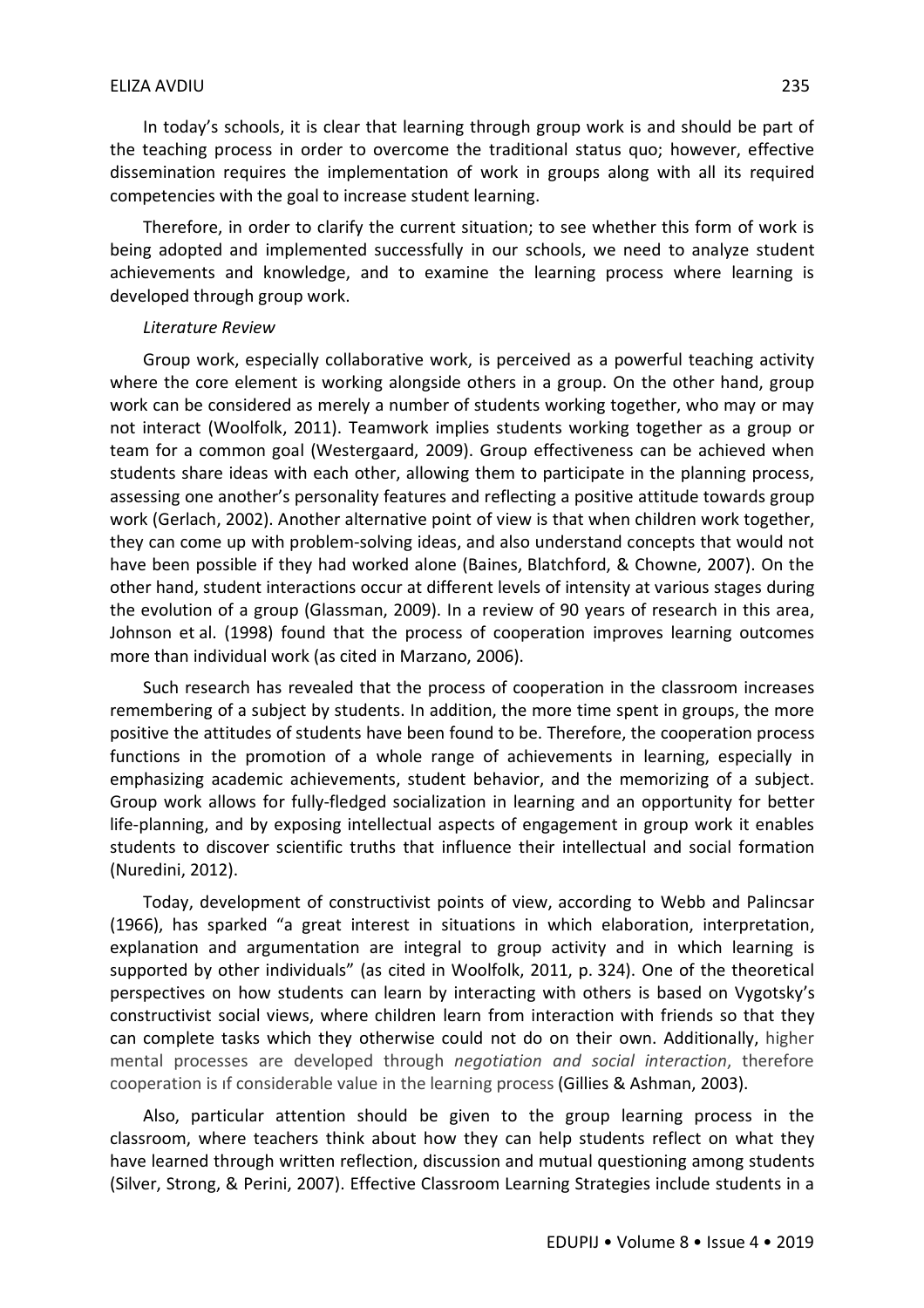In today's schools, it is clear that learning through group work is and should be part of the teaching process in order to overcome the traditional status quo; however, effective dissemination requires the implementation of work in groups along with all its required competencies with the goal to increase student learning.

Therefore, in order to clarify the current situation; to see whether this form of work is being adopted and implemented successfully in our schools, we need to analyze student achievements and knowledge, and to examine the learning process where learning is developed through group work.

*Literature Review*

Group work, especially collaborative work, is perceived as a powerful teaching activity where the core element is working alongside others in a group. On the other hand, group work can be considered as merely a number of students working together, who may or may not interact (Woolfolk, 2011). Teamwork implies students working together as a group or team for a common goal (Westergaard, 2009). Group effectiveness can be achieved when students share ideas with each other, allowing them to participate in the planning process, assessing one another's personality features and reflecting a positive attitude towards group work (Gerlach, 2002). Another alternative point of view is that when children work together, they can come up with problem-solving ideas, and also understand concepts that would not have been possible if they had worked alone (Baines, Blatchford, & Chowne, 2007). On the other hand, student interactions occur at different levels of intensity at various stages during the evolution of a group (Glassman, 2009). In a review of 90 years of research in this area, Johnson et al. (1998) found that the process of cooperation improves learning outcomes more than individual work (as cited in Marzano, 2006).

Such research has revealed that the process of cooperation in the classroom increases remembering of a subject by students. In addition, the more time spent in groups, the more positive the attitudes of students have been found to be. Therefore, the cooperation process functions in the promotion of a whole range of achievements in learning, especially in emphasizing academic achievements, student behavior, and the memorizing of a subject. Group work allows for fully-fledged socialization in learning and an opportunity for better life-planning, and by exposing intellectual aspects of engagement in group work it enables students to discover scientific truths that influence their intellectual and social formation (Nuredini, 2012).

Today, development of constructivist points of view, according to Webb and Palincsar (1966), has sparked "a great interest in situations in which elaboration, interpretation, explanation and argumentation are integral to group activity and in which learning is supported by other individuals" (as cited in Woolfolk, 2011, p. 324). One of the theoretical perspectives on how students can learn by interacting with others is based on Vygotsky's constructivist social views, where children learn from interaction with friends so that they can complete tasks which they otherwise could not do on their own. Additionally, higher mental processes are developed through *negotiation and social interaction*, therefore cooperation is ıf considerable value in the learning process (Gillies & Ashman, 2003).

Also, particular attention should be given to the group learning process in the classroom, where teachers think about how they can help students reflect on what they have learned through written reflection, discussion and mutual questioning among students (Silver, Strong, & Perini, 2007). Effective Classroom Learning Strategies include students in a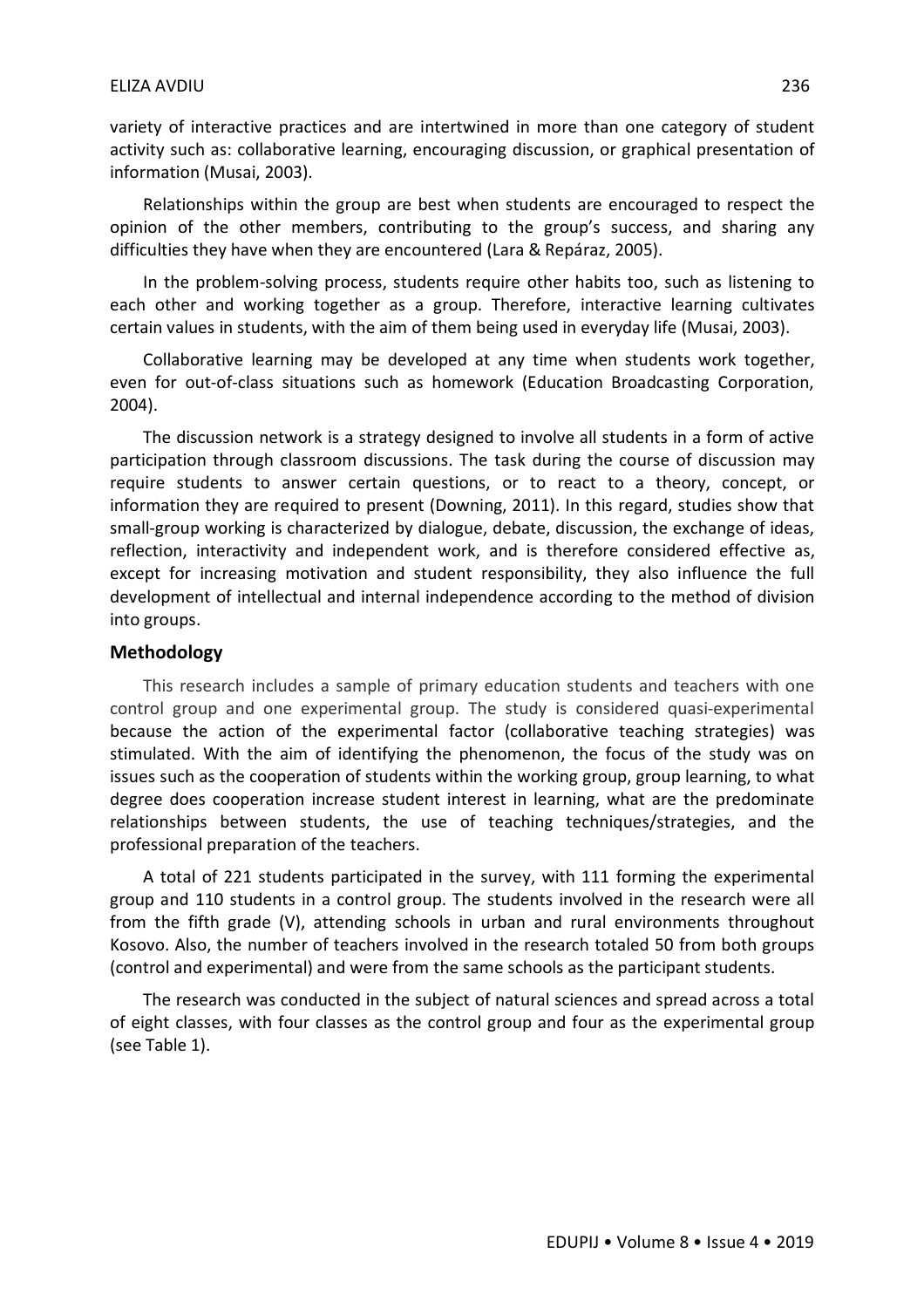variety of interactive practices and are intertwined in more than one category of student activity such as: collaborative learning, encouraging discussion, or graphical presentation of information (Musai, 2003).

Relationships within the group are best when students are encouraged to respect the opinion of the other members, contributing to the group's success, and sharing any difficulties they have when they are encountered (Lara & Repáraz, 2005).

In the problem-solving process, students require other habits too, such as listening to each other and working together as a group. Therefore, interactive learning cultivates certain values in students, with the aim of them being used in everyday life (Musai, 2003).

Collaborative learning may be developed at any time when students work together, even for out-of-class situations such as homework (Education Broadcasting Corporation, 2004).

The discussion network is a strategy designed to involve all students in a form of active participation through classroom discussions. The task during the course of discussion may require students to answer certain questions, or to react to a theory, concept, or information they are required to present (Downing, 2011). In this regard, studies show that small-group working is characterized by dialogue, debate, discussion, the exchange of ideas, reflection, interactivity and independent work, and is therefore considered effective as, except for increasing motivation and student responsibility, they also influence the full development of intellectual and internal independence according to the method of division into groups.

## Methodology

This research includes a sample of primary education students and teachers with one control group and one experimental group. The study is considered quasi-experimental because the action of the experimental factor (collaborative teaching strategies) was stimulated. With the aim of identifying the phenomenon, the focus of the study was on issues such as the cooperation of students within the working group, group learning, to what degree does cooperation increase student interest in learning, what are the predominate relationships between students, the use of teaching techniques/strategies, and the professional preparation of the teachers.

A total of 221 students participated in the survey, with 111 forming the experimental group and 110 students in a control group. The students involved in the research were all from the fifth grade (V), attending schools in urban and rural environments throughout Kosovo. Also, the number of teachers involved in the research totaled 50 from both groups (control and experimental) and were from the same schools as the participant students.

The research was conducted in the subject of natural sciences and spread across a total of eight classes, with four classes as the control group and four as the experimental group (see Table 1).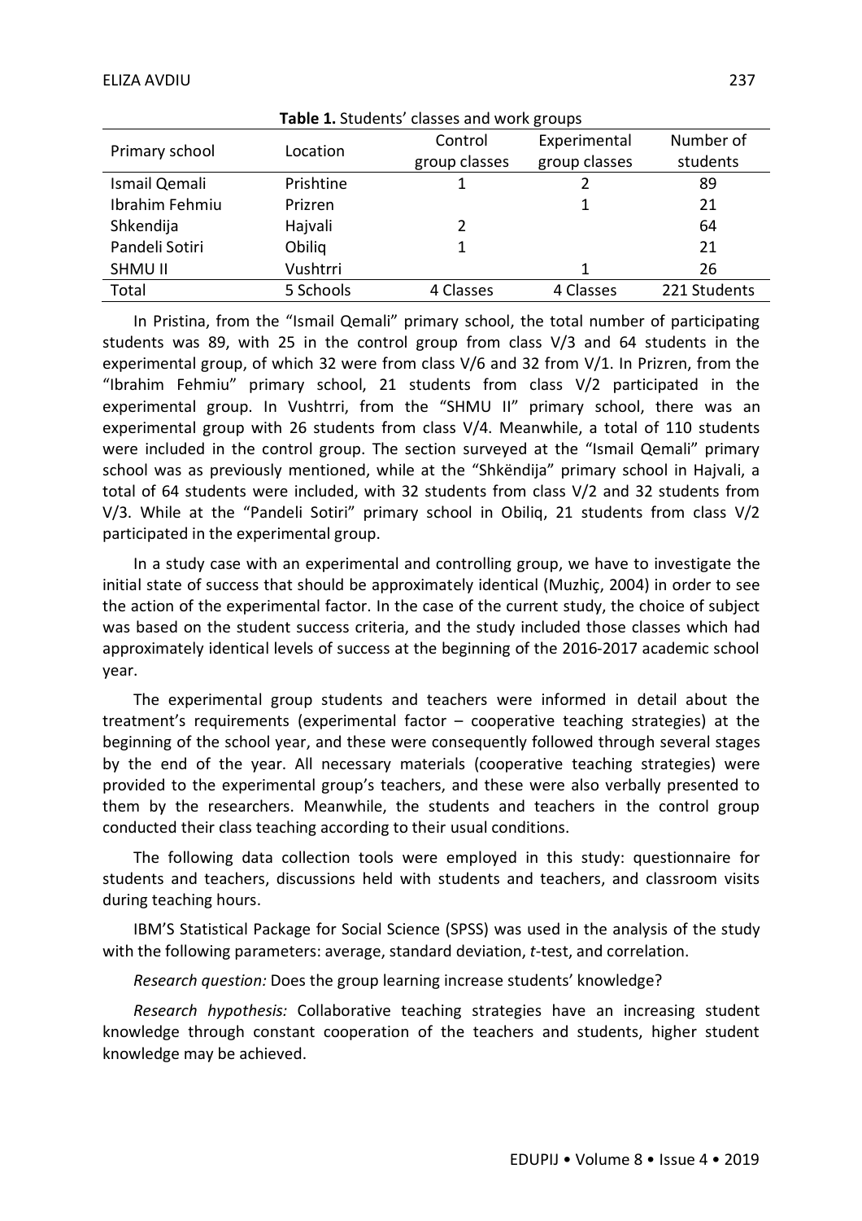**Table 1.** Students' classes and work groups

| Primary school | Location | Control group classes | Experimental group classes | Number of students |
|---|---|---|---|---|
| Ismail Qemali | Prishtine | 1 | 2 | 89 |
| Ibrahim Fehmiu | Prizren | | 1 | 21 |
| Shkendija | Hajvali | 2 | | 64 |
| Pandeli Sotiri | Obiliq | 1 | | 21 |
| SHMU II | Vushtrri | | 1 | 26 |
| Total | 5 Schools | 4 Classes | 4 Classes | 221 Students |

In Pristina, from the "Ismail Qemali" primary school, the total number of participating students was 89, with 25 in the control group from class V/3 and 64 students in the experimental group, of which 32 were from class V/6 and 32 from V/1. In Prizren, from the "Ibrahim Fehmiu" primary school, 21 students from class V/2 participated in the experimental group. In Vushtrri, from the "SHMU II" primary school, there was an experimental group with 26 students from class V/4. Meanwhile, a total of 110 students were included in the control group. The section surveyed at the "Ismail Qemali" primary school was as previously mentioned, while at the "Shkëndija" primary school in Hajvali, a total of 64 students were included, with 32 students from class V/2 and 32 students from V/3. While at the "Pandeli Sotiri" primary school in Obiliq, 21 students from class V/2 participated in the experimental group.

In a study case with an experimental and controlling group, we have to investigate the initial state of success that should be approximately identical (Muzhiç, 2004) in order to see the action of the experimental factor. In the case of the current study, the choice of subject was based on the student success criteria, and the study included those classes which had approximately identical levels of success at the beginning of the 2016-2017 academic school year.

The experimental group students and teachers were informed in detail about the treatment's requirements (experimental factor – cooperative teaching strategies) at the beginning of the school year, and these were consequently followed through several stages by the end of the year. All necessary materials (cooperative teaching strategies) were provided to the experimental group's teachers, and these were also verbally presented to them by the researchers. Meanwhile, the students and teachers in the control group conducted their class teaching according to their usual conditions.

The following data collection tools were employed in this study: questionnaire for students and teachers, discussions held with students and teachers, and classroom visits during teaching hours.

IBM'S Statistical Package for Social Science (SPSS) was used in the analysis of the study with the following parameters: average, standard deviation, *t*-test, and correlation.

*Research question:* Does the group learning increase students' knowledge?

*Research hypothesis:* Collaborative teaching strategies have an increasing student knowledge through constant cooperation of the teachers and students, higher student knowledge may be achieved.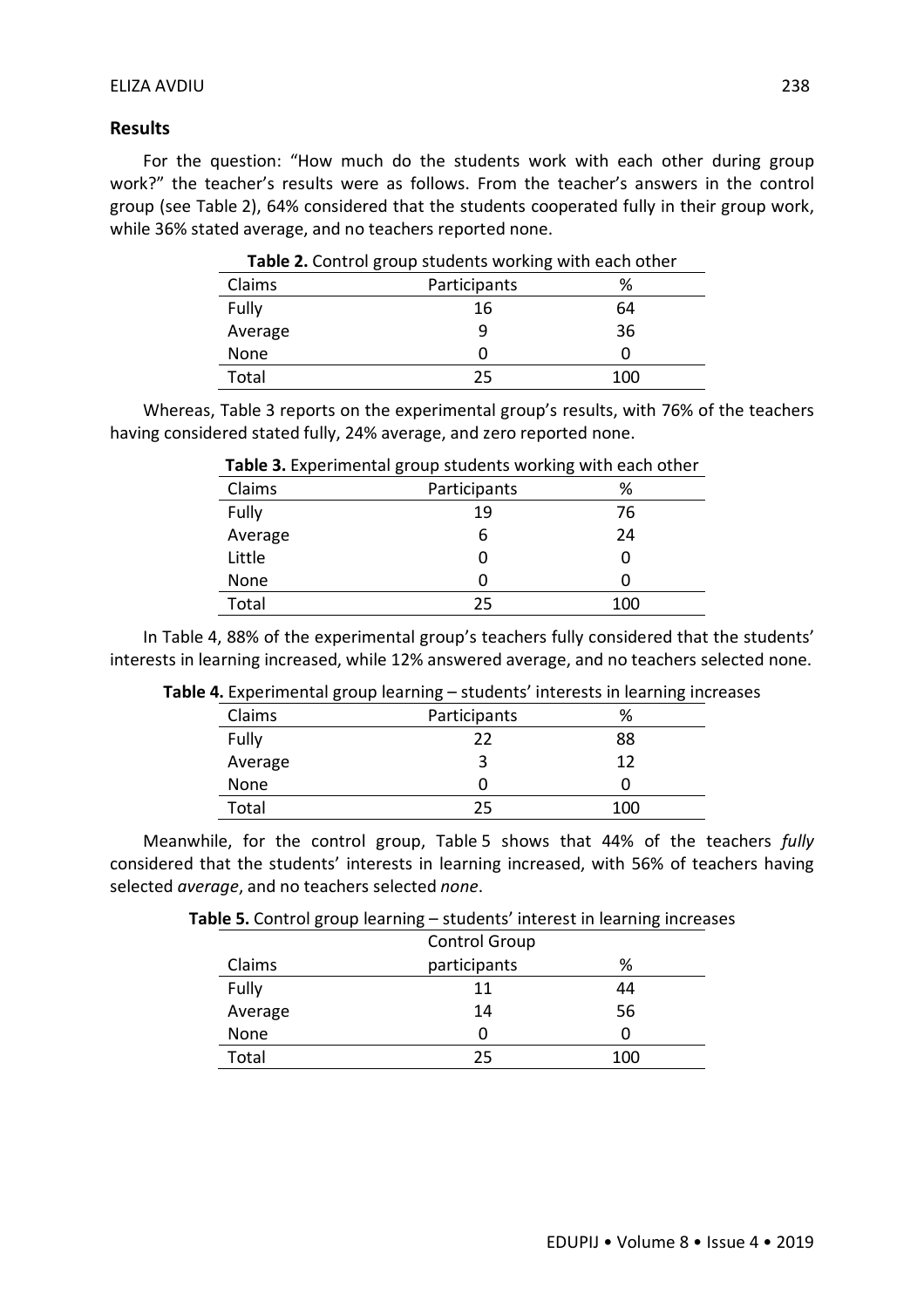## Results

For the question: "How much do the students work with each other during group work?" the teacher's results were as follows. From the teacher's answers in the control group (see Table 2), 64% considered that the students cooperated fully in their group work, while 36% stated average, and no teachers reported none.

**Table 2.** Control group students working with each other

| Claims | Participants | % |
|---|---|---|
| Fully | 16 | 64 |
| Average | 9 | 36 |
| None | 0 | 0 |
| Total | 25 | 100 |

Whereas, Table 3 reports on the experimental group's results, with 76% of the teachers having considered stated fully, 24% average, and zero reported none.

**Table 3.** Experimental group students working with each other

| Claims | Participants | % |
|---|---|---|
| Fully | 19 | 76 |
| Average | 6 | 24 |
| Little | 0 | 0 |
| None | 0 | 0 |
| Total | 25 | 100 |

In Table 4, 88% of the experimental group's teachers fully considered that the students' interests in learning increased, while 12% answered average, and no teachers selected none.

**Table 4.** Experimental group learning – students' interests in learning increases

| Claims | Participants | % |
|---|---|---|
| Fully | 22 | 88 |
| Average | 3 | 12 |
| None | 0 | 0 |
| Total | 25 | 100 |

Meanwhile, for the control group, Table 5 shows that 44% of the teachers *fully* considered that the students' interests in learning increased, with 56% of teachers having selected *average*, and no teachers selected *none*.

**Table 5.** Control group learning – students' interest in learning increases

| Claims | Control Group participants | % |
|---|---|---|
| Fully | 11 | 44 |
| Average | 14 | 56 |
| None | 0 | 0 |
| Total | 25 | 100 |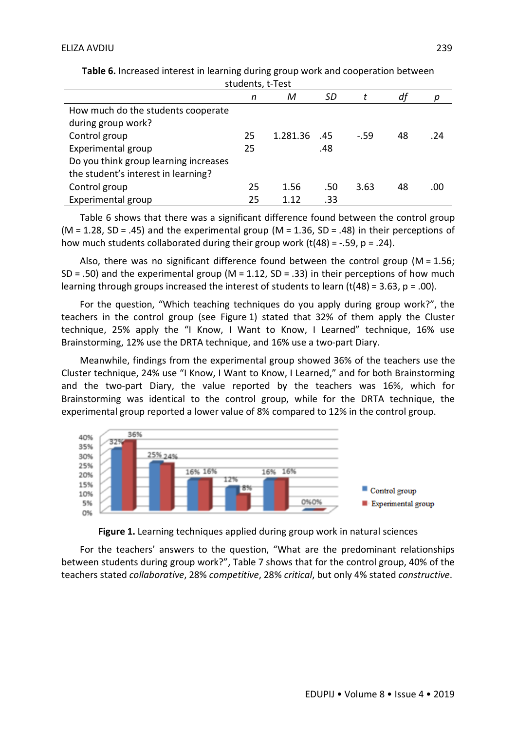**Table 6.** Increased interest in learning during group work and cooperation between students, t-Test

| | *n* | *M* | *SD* | *t* | *df* | *p* |
|---|---|---|---|---|---|---|
| How much do the students cooperate during group work? | | | | | | |
| Control group | 25 | 1.281.36 | .45 | -.59 | 48 | .24 |
| Experimental group | 25 | | .48 | | | |
| Do you think group learning increases the student's interest in learning? | | | | | | |
| Control group | 25 | 1.56 | .50 | 3.63 | 48 | .00 |
| Experimental group | 25 | 1.12 | .33 | | | |

Table 6 shows that there was a significant difference found between the control group ($M = 1.28$, $SD = .45$) and the experimental group ($M = 1.36$, $SD = .48$) in their perceptions of how much students collaborated during their group work ($t(48) = -.59$, $p = .24$).

Also, there was no significant difference found between the control group ($M = 1.56$; $SD = .50$) and the experimental group ($M = 1.12$, $SD = .33$) in their perceptions of how much learning through groups increased the interest of students to learn ($t(48) = 3.63$, $p = .00$).

For the question, "Which teaching techniques do you apply during group work?", the teachers in the control group (see Figure 1) stated that 32% of them apply the Cluster technique, 25% apply the "I Know, I Want to Know, I Learned" technique, 16% use Brainstorming, 12% use the DRTA technique, and 16% use a two-part Diary.

Meanwhile, findings from the experimental group showed 36% of the teachers use the Cluster technique, 24% use "I Know, I Want to Know, I Learned," and for both Brainstorming and the two-part Diary, the value reported by the teachers was 16%, which for Brainstorming was identical to the control group, while for the DRTA technique, the experimental group reported a lower value of 8% compared to 12% in the control group.

**Figure 1.** Learning techniques applied during group work in natural sciences

For the teachers' answers to the question, "What are the predominant relationships between students during group work?", Table 7 shows that for the control group, 40% of the teachers stated *collaborative*, 28% *competitive*, 28% *critical*, but only 4% stated *constructive*.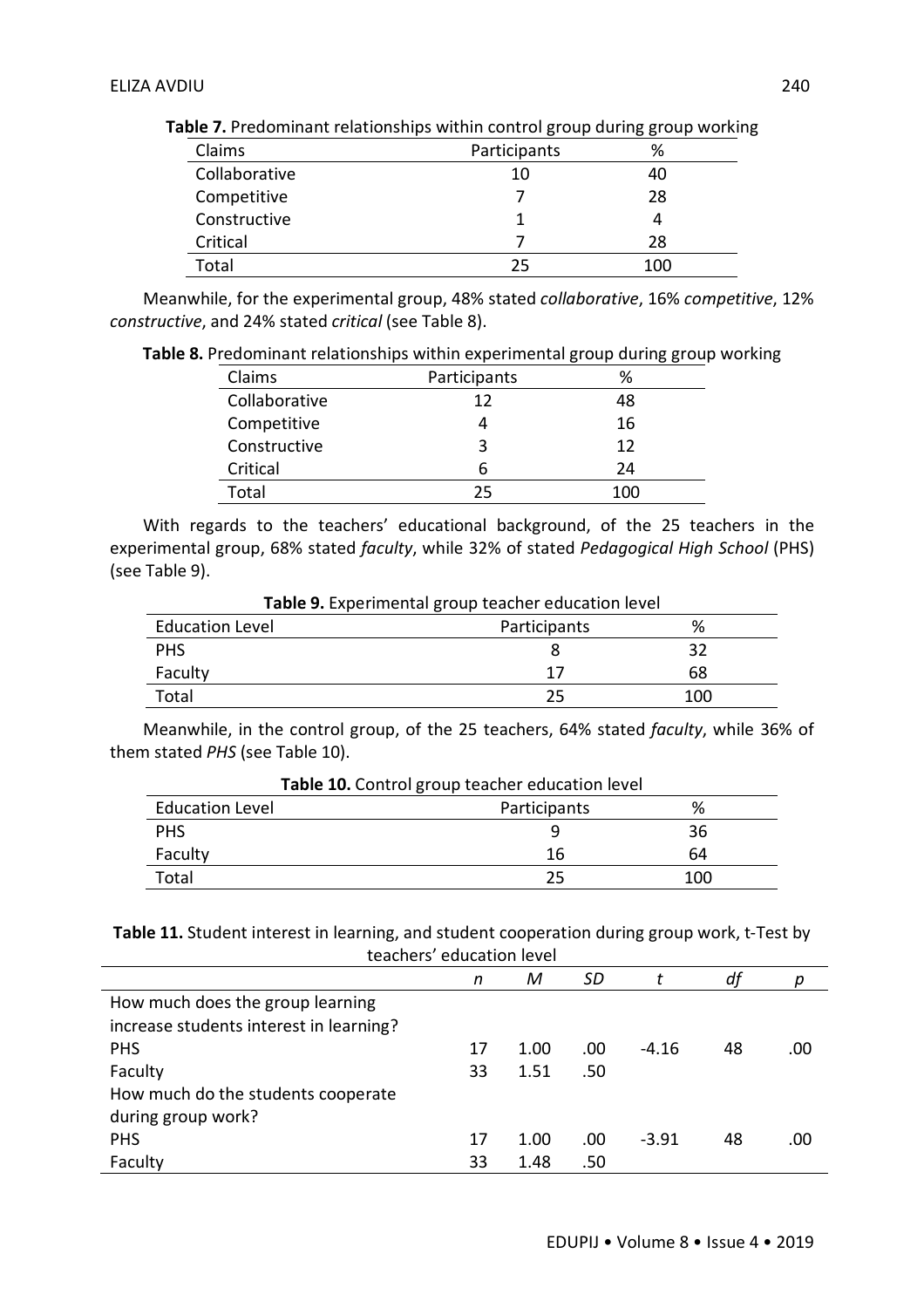**Table 7.** Predominant relationships within control group during group working

| Claims | Participants | % |
|---|---|---|
| Collaborative | 10 | 40 |
| Competitive | 7 | 28 |
| Constructive | 1 | 4 |
| Critical | 7 | 28 |
| Total | 25 | 100 |

Meanwhile, for the experimental group, 48% stated *collaborative*, 16% *competitive*, 12% *constructive*, and 24% stated *critical* (see Table 8).

**Table 8.** Predominant relationships within experimental group during group working

| Claims | Participants | % |
|---|---|---|
| Collaborative | 12 | 48 |
| Competitive | 4 | 16 |
| Constructive | 3 | 12 |
| Critical | 6 | 24 |
| Total | 25 | 100 |

With regards to the teachers' educational background, of the 25 teachers in the experimental group, 68% stated *faculty*, while 32% of stated *Pedagogical High School* (PHS) (see Table 9).

**Table 9.** Experimental group teacher education level

| Education Level | Participants | % |
|---|---|---|
| PHS | 8 | 32 |
| Faculty | 17 | 68 |
| Total | 25 | 100 |

Meanwhile, in the control group, of the 25 teachers, 64% stated *faculty*, while 36% of them stated *PHS* (see Table 10).

**Table 10.** Control group teacher education level

| Education Level | Participants | % |
|---|---|---|
| PHS | 9 | 36 |
| Faculty | 16 | 64 |
| Total | 25 | 100 |

**Table 11.** Student interest in learning, and student cooperation during group work, t-Test by teachers' education level

| | *n* | *M* | *SD* | *t* | *df* | *p* |
|---|---|---|---|---|---|---|
| How much does the group learning increase students interest in learning? | | | | | | |
| PHS | 17 | 1.00 | .00 | -4.16 | 48 | .00 |
| Faculty | 33 | 1.51 | .50 | | | |
| How much do the students cooperate during group work? | | | | | | |
| PHS | 17 | 1.00 | .00 | -3.91 | 48 | .00 |
| Faculty | 33 | 1.48 | .50 | | | |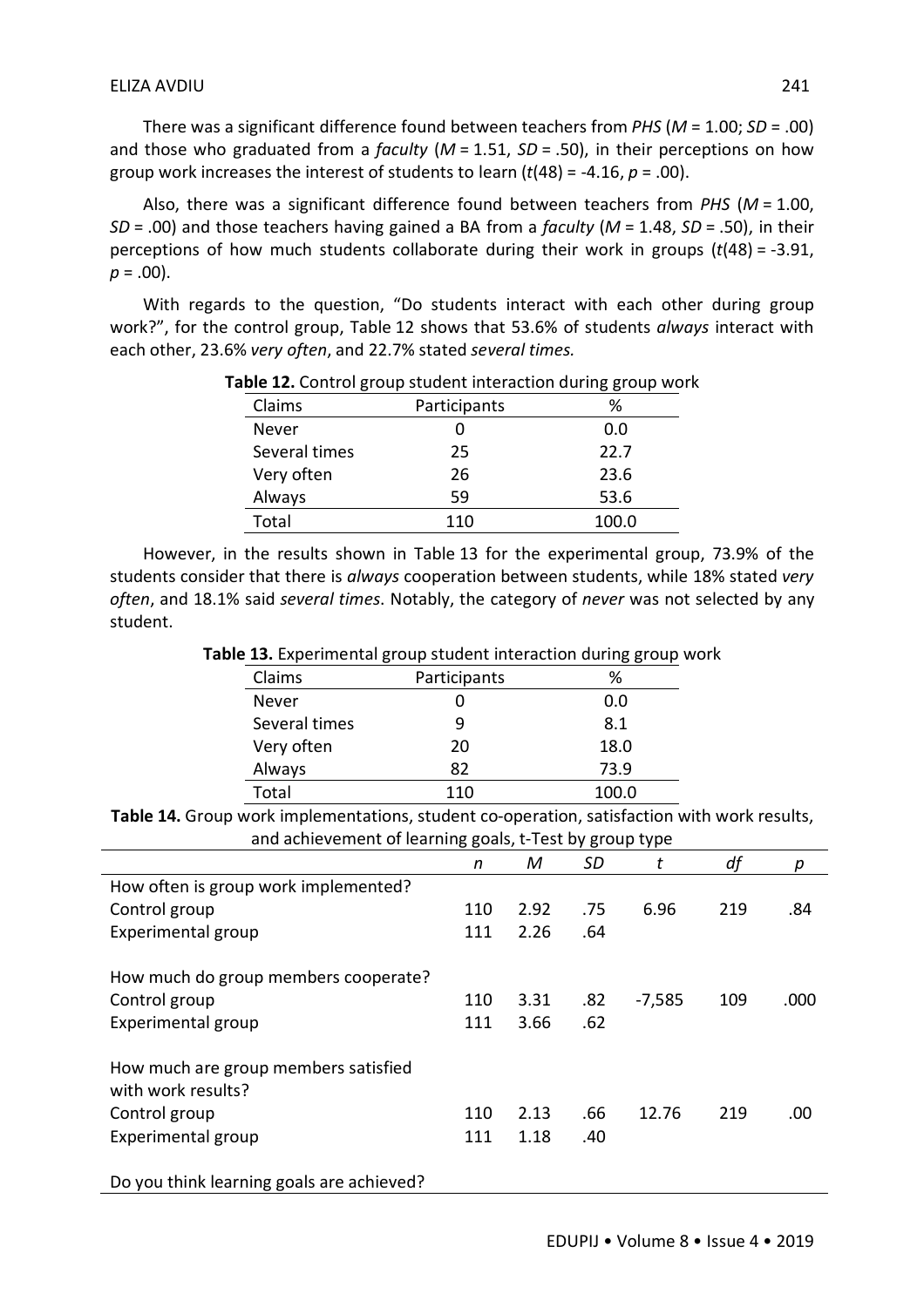There was a significant difference found between teachers from *PHS* ($M$ = 1.00; $SD$ = .00) and those who graduated from a *faculty* ($M$ = 1.51, $SD$ = .50), in their perceptions on how group work increases the interest of students to learn ($t(48)$ = -4.16, $p$ = .00).

Also, there was a significant difference found between teachers from *PHS* ($M$ = 1.00, $SD$ = .00) and those teachers having gained a BA from a *faculty* ($M$ = 1.48, $SD$ = .50), in their perceptions of how much students collaborate during their work in groups ($t(48)$ = -3.91, $p$ = .00).

With regards to the question, "Do students interact with each other during group work?", for the control group, Table 12 shows that 53.6% of students *always* interact with each other, 23.6% *very often*, and 22.7% stated *several times.*

**Table 12.** Control group student interaction during group work

| Claims | Participants | % |
|---|---|---|
| Never | 0 | 0.0 |
| Several times | 25 | 22.7 |
| Very often | 26 | 23.6 |
| Always | 59 | 53.6 |
| Total | 110 | 100.0 |

However, in the results shown in Table 13 for the experimental group, 73.9% of the students consider that there is *always* cooperation between students, while 18% stated *very often*, and 18.1% said *several times*. Notably, the category of *never* was not selected by any student.

**Table 13.** Experimental group student interaction during group work

| Claims | Participants | % |
|---|---|---|
| Never | 0 | 0.0 |
| Several times | 9 | 8.1 |
| Very often | 20 | 18.0 |
| Always | 82 | 73.9 |
| Total | 110 | 100.0 |

**Table 14.** Group work implementations, student co-operation, satisfaction with work results, and achievement of learning goals, t-Test by group type

| | $n$ | $M$ | $SD$ | $t$ | $df$ | $p$ |
|---|---|---|---|---|---|---|
| How often is group work implemented? | | | | | | |
| Control group | 110 | 2.92 | .75 | 6.96 | 219 | .84 |
| Experimental group | 111 | 2.26 | .64 | | | |
| How much do group members cooperate? | | | | | | |
| Control group | 110 | 3.31 | .82 | -7,585 | 109 | .000 |
| Experimental group | 111 | 3.66 | .62 | | | |
| How much are group members satisfied with work results? | | | | | | |
| Control group | 110 | 2.13 | .66 | 12.76 | 219 | .00 |
| Experimental group | 111 | 1.18 | .40 | | | |
| Do you think learning goals are achieved? | | | | | | |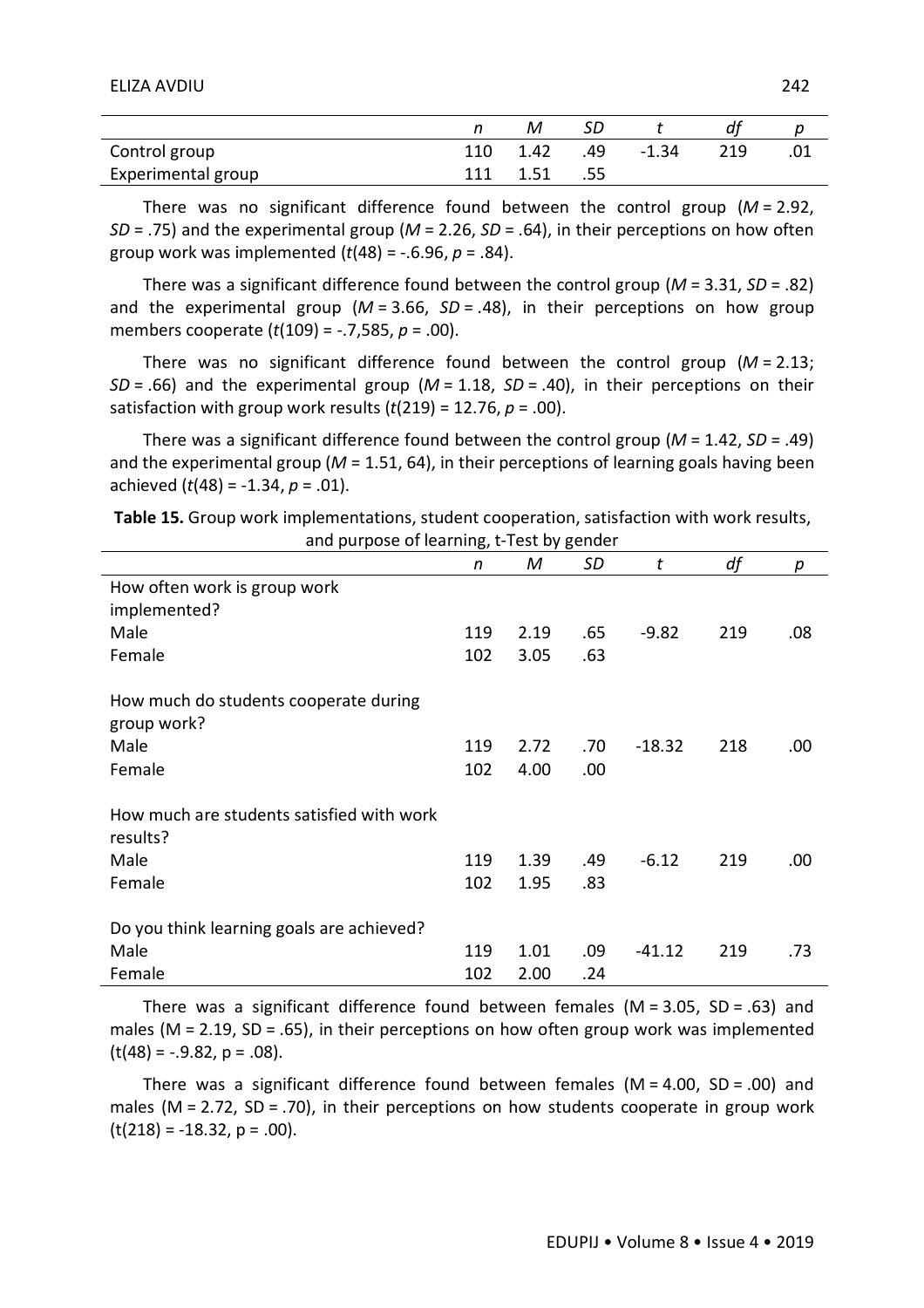| | *n* | *M* | *SD* | *t* | *df* | *p* |
|---|---|---|---|---|---|---|
| Control group | 110 | 1.42 | .49 | -1.34 | 219 | .01 |
| Experimental group | 111 | 1.51 | .55 | | | |

There was no significant difference found between the control group ($M = 2.92$, $SD = .75$) and the experimental group ($M = 2.26$, $SD = .64$), in their perceptions on how often group work was implemented ($t(48) = -.6.96$, $p = .84$).

There was a significant difference found between the control group ($M = 3.31$, $SD = .82$) and the experimental group ($M = 3.66$, $SD = .48$), in their perceptions on how group members cooperate ($t(109) = -.7{,}585$, $p = .00$).

There was no significant difference found between the control group ($M = 2.13$; $SD = .66$) and the experimental group ($M = 1.18$, $SD = .40$), in their perceptions on their satisfaction with group work results ($t(219) = 12.76$, $p = .00$).

There was a significant difference found between the control group ($M = 1.42$, $SD = .49$) and the experimental group ($M = 1.51$, 64), in their perceptions of learning goals having been achieved ($t(48) = -1.34$, $p = .01$).

**Table 15.** Group work implementations, student cooperation, satisfaction with work results, and purpose of learning, t-Test by gender

| | *n* | *M* | *SD* | *t* | *df* | *p* |
|---|---|---|---|---|---|---|
| How often work is group work implemented? | | | | | | |
| Male | 119 | 2.19 | .65 | -9.82 | 219 | .08 |
| Female | 102 | 3.05 | .63 | | | |
| How much do students cooperate during group work? | | | | | | |
| Male | 119 | 2.72 | .70 | -18.32 | 218 | .00 |
| Female | 102 | 4.00 | .00 | | | |
| How much are students satisfied with work results? | | | | | | |
| Male | 119 | 1.39 | .49 | -6.12 | 219 | .00 |
| Female | 102 | 1.95 | .83 | | | |
| Do you think learning goals are achieved? | | | | | | |
| Male | 119 | 1.01 | .09 | -41.12 | 219 | .73 |
| Female | 102 | 2.00 | .24 | | | |

There was a significant difference found between females ($M = 3.05$, $SD = .63$) and males ($M = 2.19$, $SD = .65$), in their perceptions on how often group work was implemented ($t(48) = -.9.82$, $p = .08$).

There was a significant difference found between females ($M = 4.00$, $SD = .00$) and males ($M = 2.72$, $SD = .70$), in their perceptions on how students cooperate in group work ($t(218) = -18.32$, $p = .00$).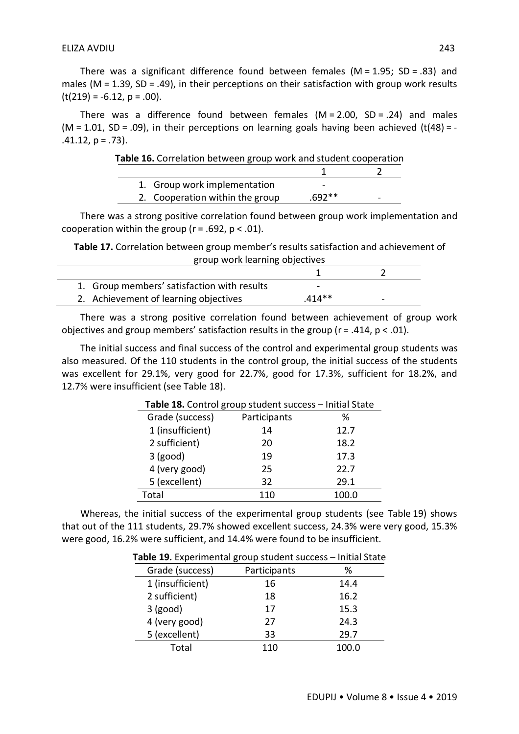There was a significant difference found between females ($M = 1.95$; $SD = .83$) and males ($M = 1.39$, $SD = .49$), in their perceptions on their satisfaction with group work results ($t(219) = -6.12$, $p = .00$).

There was a difference found between females ($M = 2.00$, $SD = .24$) and males ($M = 1.01$, $SD = .09$), in their perceptions on learning goals having been achieved ($t(48) = -.41.12$, $p = .73$).

**Table 16.** Correlation between group work and student cooperation

| | 1 | 2 |
|---|---|---|
| 1. Group work implementation | - | |
| 2. Cooperation within the group | .692** | - |

There was a strong positive correlation found between group work implementation and cooperation within the group ($r = .692$, $p < .01$).

**Table 17.** Correlation between group member's results satisfaction and achievement of group work learning objectives

| | 1 | 2 |
|---|---|---|
| 1. Group members' satisfaction with results | - | |
| 2. Achievement of learning objectives | .414** | - |

There was a strong positive correlation found between achievement of group work objectives and group members' satisfaction results in the group ($r = .414$, $p < .01$).

The initial success and final success of the control and experimental group students was also measured. Of the 110 students in the control group, the initial success of the students was excellent for 29.1%, very good for 22.7%, good for 17.3%, sufficient for 18.2%, and 12.7% were insufficient (see Table 18).

**Table 18.** Control group student success – Initial State

| Grade (success) | Participants | % |
|---|---|---|
| 1 (insufficient) | 14 | 12.7 |
| 2 sufficient) | 20 | 18.2 |
| 3 (good) | 19 | 17.3 |
| 4 (very good) | 25 | 22.7 |
| 5 (excellent) | 32 | 29.1 |
| Total | 110 | 100.0 |

Whereas, the initial success of the experimental group students (see Table 19) shows that out of the 111 students, 29.7% showed excellent success, 24.3% were very good, 15.3% were good, 16.2% were sufficient, and 14.4% were found to be insufficient.

**Table 19.** Experimental group student success – Initial State

| Grade (success) | Participants | % |
|---|---|---|
| 1 (insufficient) | 16 | 14.4 |
| 2 sufficient) | 18 | 16.2 |
| 3 (good) | 17 | 15.3 |
| 4 (very good) | 27 | 24.3 |
| 5 (excellent) | 33 | 29.7 |
| Total | 110 | 100.0 |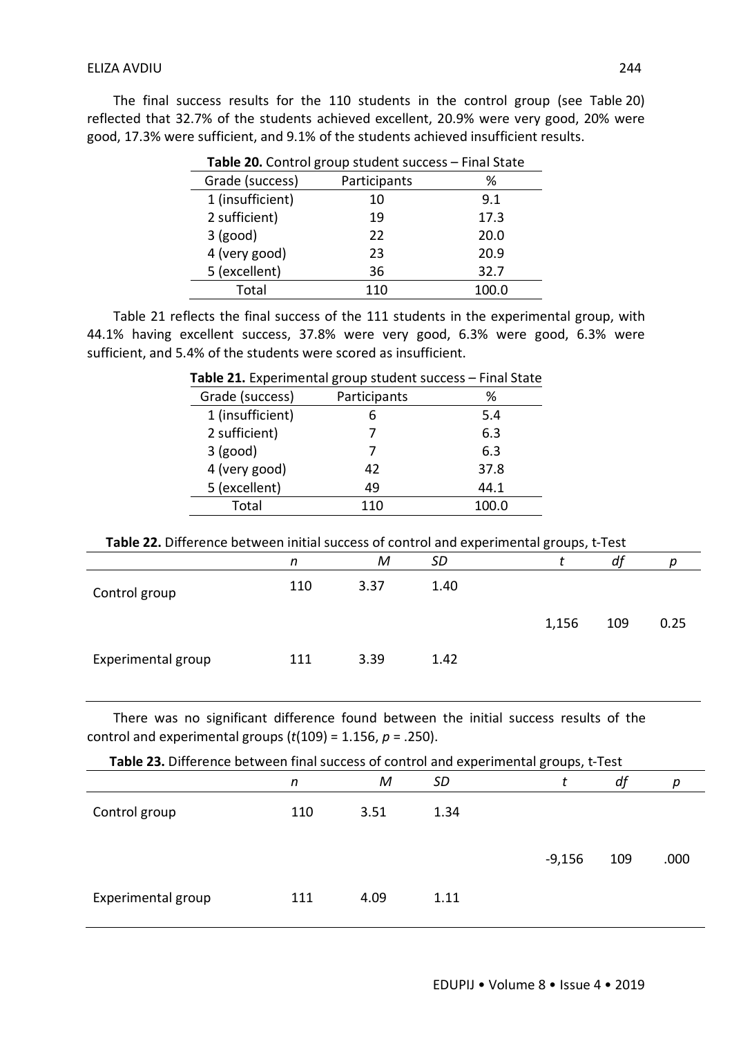The final success results for the 110 students in the control group (see Table 20) reflected that 32.7% of the students achieved excellent, 20.9% were very good, 20% were good, 17.3% were sufficient, and 9.1% of the students achieved insufficient results.

**Table 20.** Control group student success – Final State

| Grade (success) | Participants | % |
|---|---|---|
| 1 (insufficient) | 10 | 9.1 |
| 2 sufficient) | 19 | 17.3 |
| 3 (good) | 22 | 20.0 |
| 4 (very good) | 23 | 20.9 |
| 5 (excellent) | 36 | 32.7 |
| Total | 110 | 100.0 |

Table 21 reflects the final success of the 111 students in the experimental group, with 44.1% having excellent success, 37.8% were very good, 6.3% were good, 6.3% were sufficient, and 5.4% of the students were scored as insufficient.

**Table 21.** Experimental group student success – Final State

| Grade (success) | Participants | % |
|---|---|---|
| 1 (insufficient) | 6 | 5.4 |
| 2 sufficient) | 7 | 6.3 |
| 3 (good) | 7 | 6.3 |
| 4 (very good) | 42 | 37.8 |
| 5 (excellent) | 49 | 44.1 |
| Total | 110 | 100.0 |

**Table 22.** Difference between initial success of control and experimental groups, t-Test

| | *n* | *M* | *SD* | *t* | *df* | *p* |
|---|---|---|---|---|---|---|
| Control group | 110 | 3.37 | 1.40 | 1,156 | 109 | 0.25 |
| Experimental group | 111 | 3.39 | 1.42 | | | |

There was no significant difference found between the initial success results of the control and experimental groups ($t(109) = 1.156$, $p = .250$).

**Table 23.** Difference between final success of control and experimental groups, t-Test

| | *n* | *M* | *SD* | *t* | *df* | *p* |
|---|---|---|---|---|---|---|
| Control group | 110 | 3.51 | 1.34 | -9,156 | 109 | .000 |
| Experimental group | 111 | 4.09 | 1.11 | | | |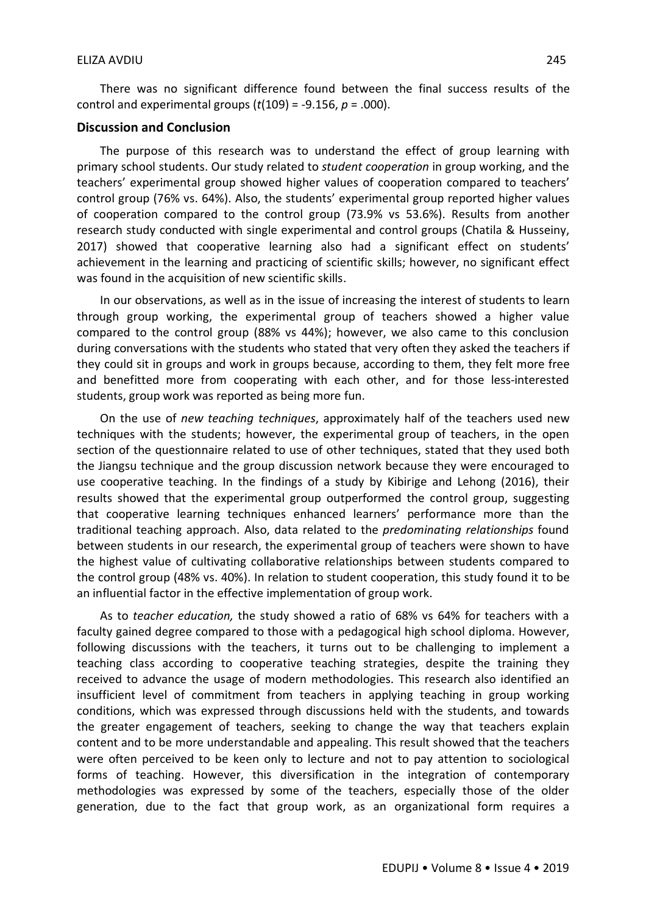There was no significant difference found between the final success results of the control and experimental groups ($t(109) = -9.156$, $p = .000$).

## Discussion and Conclusion

The purpose of this research was to understand the effect of group learning with primary school students. Our study related to *student cooperation* in group working, and the teachers' experimental group showed higher values of cooperation compared to teachers' control group (76% vs. 64%). Also, the students' experimental group reported higher values of cooperation compared to the control group (73.9% vs 53.6%). Results from another research study conducted with single experimental and control groups (Chatila & Husseiny, 2017) showed that cooperative learning also had a significant effect on students' achievement in the learning and practicing of scientific skills; however, no significant effect was found in the acquisition of new scientific skills.

In our observations, as well as in the issue of increasing the interest of students to learn through group working, the experimental group of teachers showed a higher value compared to the control group (88% vs 44%); however, we also came to this conclusion during conversations with the students who stated that very often they asked the teachers if they could sit in groups and work in groups because, according to them, they felt more free and benefitted more from cooperating with each other, and for those less-interested students, group work was reported as being more fun.

On the use of *new teaching techniques*, approximately half of the teachers used new techniques with the students; however, the experimental group of teachers, in the open section of the questionnaire related to use of other techniques, stated that they used both the Jiangsu technique and the group discussion network because they were encouraged to use cooperative teaching. In the findings of a study by Kibirige and Lehong (2016), their results showed that the experimental group outperformed the control group, suggesting that cooperative learning techniques enhanced learners' performance more than the traditional teaching approach. Also, data related to the *predominating relationships* found between students in our research, the experimental group of teachers were shown to have the highest value of cultivating collaborative relationships between students compared to the control group (48% vs. 40%). In relation to student cooperation, this study found it to be an influential factor in the effective implementation of group work.

As to *teacher education,* the study showed a ratio of 68% vs 64% for teachers with a faculty gained degree compared to those with a pedagogical high school diploma. However, following discussions with the teachers, it turns out to be challenging to implement a teaching class according to cooperative teaching strategies, despite the training they received to advance the usage of modern methodologies. This research also identified an insufficient level of commitment from teachers in applying teaching in group working conditions, which was expressed through discussions held with the students, and towards the greater engagement of teachers, seeking to change the way that teachers explain content and to be more understandable and appealing. This result showed that the teachers were often perceived to be keen only to lecture and not to pay attention to sociological forms of teaching. However, this diversification in the integration of contemporary methodologies was expressed by some of the teachers, especially those of the older generation, due to the fact that group work, as an organizational form requires a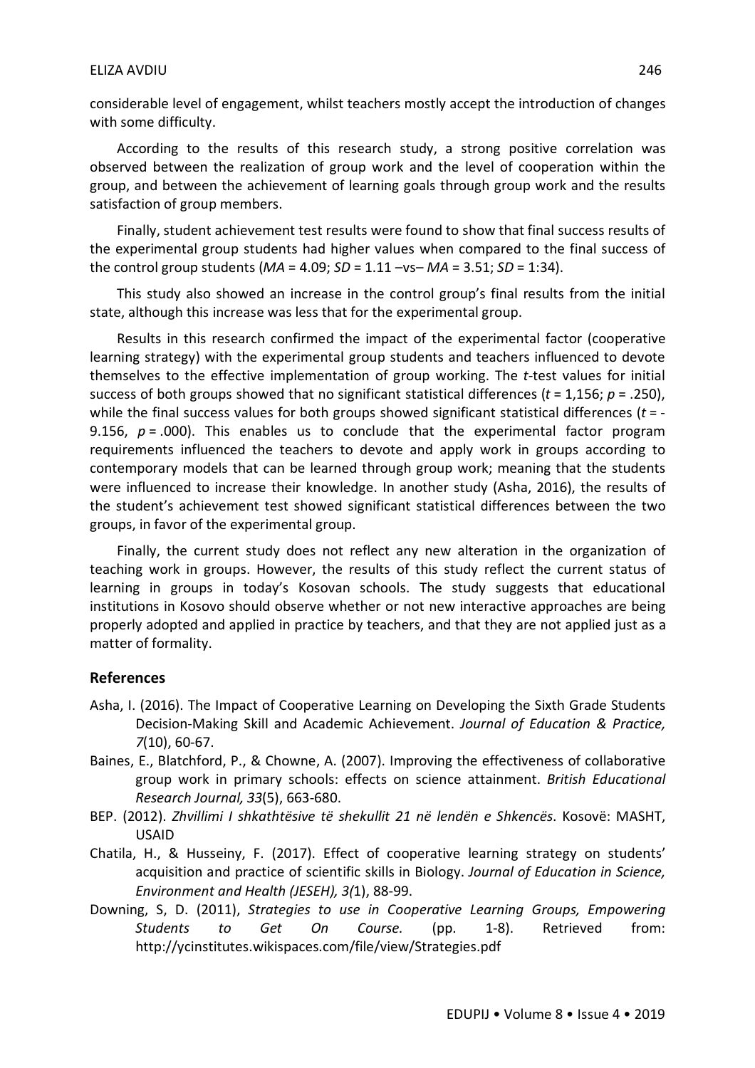considerable level of engagement, whilst teachers mostly accept the introduction of changes with some difficulty.

According to the results of this research study, a strong positive correlation was observed between the realization of group work and the level of cooperation within the group, and between the achievement of learning goals through group work and the results satisfaction of group members.

Finally, student achievement test results were found to show that final success results of the experimental group students had higher values when compared to the final success of the control group students (*MA* = 4.09; *SD* = 1.11 –vs– *MA* = 3.51; *SD* = 1:34).

This study also showed an increase in the control group's final results from the initial state, although this increase was less that for the experimental group.

Results in this research confirmed the impact of the experimental factor (cooperative learning strategy) with the experimental group students and teachers influenced to devote themselves to the effective implementation of group working. The *t*-test values for initial success of both groups showed that no significant statistical differences ($t$ = 1,156; $p$ = .250), while the final success values for both groups showed significant statistical differences ($t$ = -9.156, $p$ = .000). This enables us to conclude that the experimental factor program requirements influenced the teachers to devote and apply work in groups according to contemporary models that can be learned through group work; meaning that the students were influenced to increase their knowledge. In another study (Asha, 2016), the results of the student's achievement test showed significant statistical differences between the two groups, in favor of the experimental group.

Finally, the current study does not reflect any new alteration in the organization of teaching work in groups. However, the results of this study reflect the current status of learning in groups in today's Kosovan schools. The study suggests that educational institutions in Kosovo should observe whether or not new interactive approaches are being properly adopted and applied in practice by teachers, and that they are not applied just as a matter of formality.

## References

Asha, I. (2016). The Impact of Cooperative Learning on Developing the Sixth Grade Students Decision-Making Skill and Academic Achievement. *Journal of Education & Practice, 7*(10), 60-67.

Baines, E., Blatchford, P., & Chowne, A. (2007). Improving the effectiveness of collaborative group work in primary schools: effects on science attainment. *British Educational Research Journal, 33*(5), 663-680.

BEP. (2012). *Zhvillimi I shkathtësive të shekullit 21 në lendën e Shkencës*. Kosovë: MASHT, USAID

Chatila, H., & Husseiny, F. (2017). Effect of cooperative learning strategy on students' acquisition and practice of scientific skills in Biology. *Journal of Education in Science, Environment and Health (JESEH), 3(*1), 88-99.

Downing, S, D. (2011), *Strategies to use in Cooperative Learning Groups, Empowering Students to Get On Course.* (pp. 1-8). Retrieved from: http://ycinstitutes.wikispaces.com/file/view/Strategies.pdf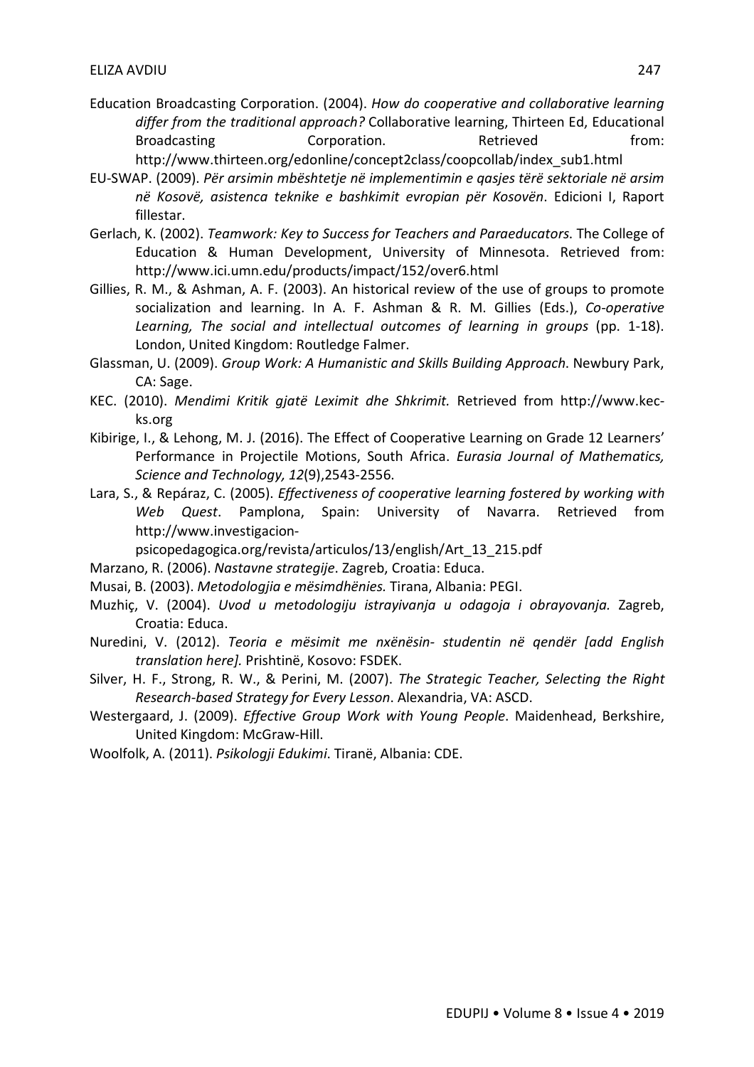Education Broadcasting Corporation. (2004). *How do cooperative and collaborative learning differ from the traditional approach?* Collaborative learning, Thirteen Ed, Educational Broadcasting Corporation. Retrieved from: http://www.thirteen.org/edonline/concept2class/coopcollab/index_sub1.html

EU-SWAP. (2009). *Për arsimin mbështetje në implementimin e qasjes tërë sektoriale në arsim në Kosovë, asistenca teknike e bashkimit evropian për Kosovën*. Edicioni I, Raport fillestar.

Gerlach, K. (2002). *Teamwork: Key to Success for Teachers and Paraeducators*. The College of Education & Human Development, University of Minnesota. Retrieved from: http://www.ici.umn.edu/products/impact/152/over6.html

Gillies, R. M., & Ashman, A. F. (2003). An historical review of the use of groups to promote socialization and learning. In A. F. Ashman & R. M. Gillies (Eds.), *Co-operative Learning, The social and intellectual outcomes of learning in groups* (pp. 1-18). London, United Kingdom: Routledge Falmer.

Glassman, U. (2009). *Group Work: A Humanistic and Skills Building Approach*. Newbury Park, CA: Sage.

KEC. (2010). *Mendimi Kritik gjatë Leximit dhe Shkrimit.* Retrieved from http://www.kec-ks.org

Kibirige, I., & Lehong, M. J. (2016). The Effect of Cooperative Learning on Grade 12 Learners' Performance in Projectile Motions, South Africa. *Eurasia Journal of Mathematics, Science and Technology, 12*(9),2543-2556.

Lara, S., & Repáraz, C. (2005). *Effectiveness of cooperative learning fostered by working with Web Quest*. Pamplona, Spain: University of Navarra. Retrieved from http://www.investigacion-psicopedagogica.org/revista/articulos/13/english/Art_13_215.pdf

Marzano, R. (2006). *Nastavne strategije*. Zagreb, Croatia: Educa.

Musai, B. (2003). *Metodologjia e mësimdhënies.* Tirana, Albania: PEGI.

Muzhiç, V. (2004). *Uvod u metodologiju istrayivanja u odagoja i obrayovanja.* Zagreb, Croatia: Educa.

Nuredini, V. (2012). *Teoria e mësimit me nxënësin- studentin në qendër [add English translation here].* Prishtinë, Kosovo: FSDEK.

Silver, H. F., Strong, R. W., & Perini, M. (2007). *The Strategic Teacher, Selecting the Right Research-based Strategy for Every Lesson*. Alexandria, VA: ASCD.

Westergaard, J. (2009). *Effective Group Work with Young People*. Maidenhead, Berkshire, United Kingdom: McGraw-Hill.

Woolfolk, A. (2011). *Psikologji Edukimi*. Tiranë, Albania: CDE.